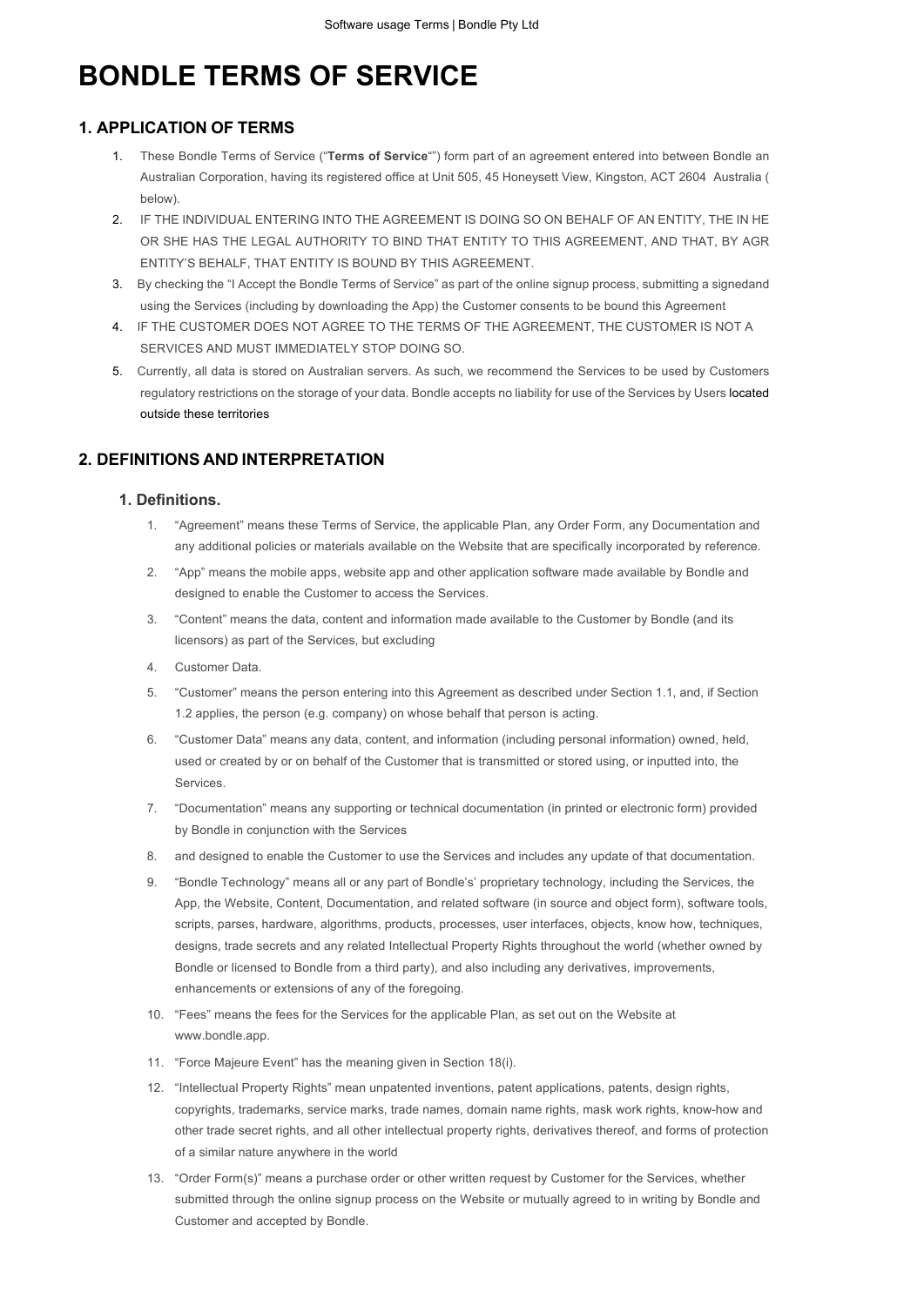# BONDLE TERMS OF SERVICE

## 1. APPLICATION OF TERMS

1. These Bondle Terms of Service ("**Terms of Service**"") form part of an agreement entered into between Bondle an Australian Corporation, having its registered office at Unit 505, 45 Honeysett View, Kingston, ACT 2604 Australia ( below).
2. IF THE INDIVIDUAL ENTERING INTO THE AGREEMENT IS DOING SO ON BEHALF OF AN ENTITY, THE IN HE OR SHE HAS THE LEGAL AUTHORITY TO BIND THAT ENTITY TO THIS AGREEMENT, AND THAT, BY AGR ENTITY'S BEHALF, THAT ENTITY IS BOUND BY THIS AGREEMENT.
3. By checking the "I Accept the Bondle Terms of Service" as part of the online signup process, submitting a signedand using the Services (including by downloading the App) the Customer consents to be bound this Agreement
4. IF THE CUSTOMER DOES NOT AGREE TO THE TERMS OF THE AGREEMENT, THE CUSTOMER IS NOT A SERVICES AND MUST IMMEDIATELY STOP DOING SO.
5. Currently, all data is stored on Australian servers. As such, we recommend the Services to be used by Customers regulatory restrictions on the storage of your data. Bondle accepts no liability for use of the Services by Users located outside these territories

## 2. DEFINITIONS AND INTERPRETATION

### 1. Definitions.

1. "Agreement" means these Terms of Service, the applicable Plan, any Order Form, any Documentation and any additional policies or materials available on the Website that are specifically incorporated by reference.
2. "App" means the mobile apps, website app and other application software made available by Bondle and designed to enable the Customer to access the Services.
3. "Content" means the data, content and information made available to the Customer by Bondle (and its licensors) as part of the Services, but excluding
4. Customer Data.
5. "Customer" means the person entering into this Agreement as described under Section 1.1, and, if Section 1.2 applies, the person (e.g. company) on whose behalf that person is acting.
6. "Customer Data" means any data, content, and information (including personal information) owned, held, used or created by or on behalf of the Customer that is transmitted or stored using, or inputted into, the Services.
7. "Documentation" means any supporting or technical documentation (in printed or electronic form) provided by Bondle in conjunction with the Services
8. and designed to enable the Customer to use the Services and includes any update of that documentation.
9. "Bondle Technology" means all or any part of Bondle's' proprietary technology, including the Services, the App, the Website, Content, Documentation, and related software (in source and object form), software tools, scripts, parses, hardware, algorithms, products, processes, user interfaces, objects, know how, techniques, designs, trade secrets and any related Intellectual Property Rights throughout the world (whether owned by Bondle or licensed to Bondle from a third party), and also including any derivatives, improvements, enhancements or extensions of any of the foregoing.
10. "Fees" means the fees for the Services for the applicable Plan, as set out on the Website at www.bondle.app.
11. "Force Majeure Event" has the meaning given in Section 18(i).
12. "Intellectual Property Rights" mean unpatented inventions, patent applications, patents, design rights, copyrights, trademarks, service marks, trade names, domain name rights, mask work rights, know-how and other trade secret rights, and all other intellectual property rights, derivatives thereof, and forms of protection of a similar nature anywhere in the world
13. "Order Form(s)" means a purchase order or other written request by Customer for the Services, whether submitted through the online signup process on the Website or mutually agreed to in writing by Bondle and Customer and accepted by Bondle.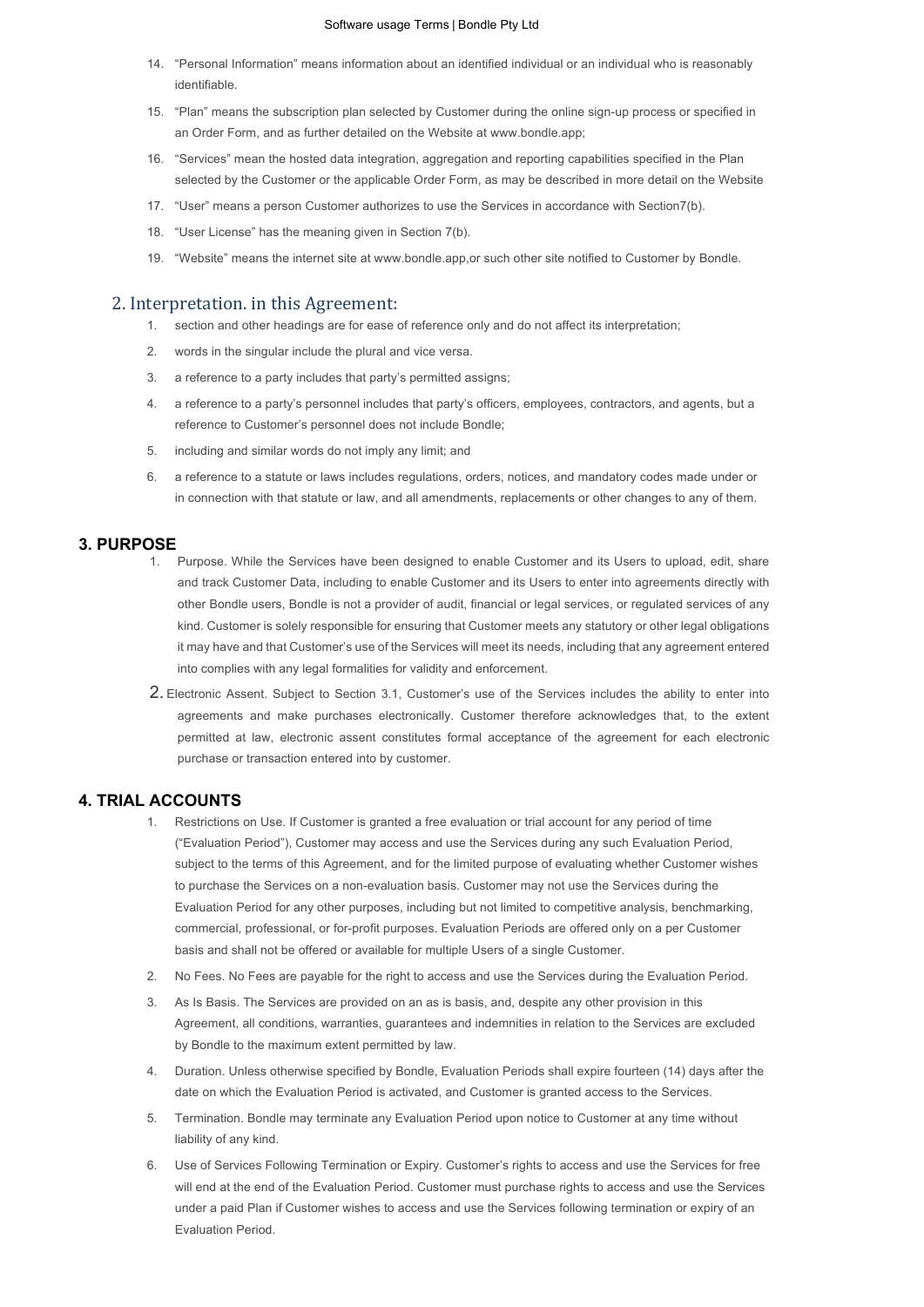14. "Personal Information" means information about an identified individual or an individual who is reasonably identifiable.
15. "Plan" means the subscription plan selected by Customer during the online sign-up process or specified in an Order Form, and as further detailed on the Website at www.bondle.app;
16. "Services" mean the hosted data integration, aggregation and reporting capabilities specified in the Plan selected by the Customer or the applicable Order Form, as may be described in more detail on the Website
17. "User" means a person Customer authorizes to use the Services in accordance with Section7(b).
18. "User License" has the meaning given in Section 7(b).
19. "Website" means the internet site at www.bondle.app,or such other site notified to Customer by Bondle.

## 2. Interpretation. in this Agreement:

1. section and other headings are for ease of reference only and do not affect its interpretation;
2. words in the singular include the plural and vice versa.
3. a reference to a party includes that party's permitted assigns;
4. a reference to a party's personnel includes that party's officers, employees, contractors, and agents, but a reference to Customer's personnel does not include Bondle;
5. including and similar words do not imply any limit; and
6. a reference to a statute or laws includes regulations, orders, notices, and mandatory codes made under or in connection with that statute or law, and all amendments, replacements or other changes to any of them.

## 3. PURPOSE

1. Purpose. While the Services have been designed to enable Customer and its Users to upload, edit, share and track Customer Data, including to enable Customer and its Users to enter into agreements directly with other Bondle users, Bondle is not a provider of audit, financial or legal services, or regulated services of any kind. Customer is solely responsible for ensuring that Customer meets any statutory or other legal obligations it may have and that Customer's use of the Services will meet its needs, including that any agreement entered into complies with any legal formalities for validity and enforcement.
2. Electronic Assent. Subject to Section 3.1, Customer's use of the Services includes the ability to enter into agreements and make purchases electronically. Customer therefore acknowledges that, to the extent permitted at law, electronic assent constitutes formal acceptance of the agreement for each electronic purchase or transaction entered into by customer.

## 4. TRIAL ACCOUNTS

1. Restrictions on Use. If Customer is granted a free evaluation or trial account for any period of time ("Evaluation Period"), Customer may access and use the Services during any such Evaluation Period, subject to the terms of this Agreement, and for the limited purpose of evaluating whether Customer wishes to purchase the Services on a non-evaluation basis. Customer may not use the Services during the Evaluation Period for any other purposes, including but not limited to competitive analysis, benchmarking, commercial, professional, or for-profit purposes. Evaluation Periods are offered only on a per Customer basis and shall not be offered or available for multiple Users of a single Customer.
2. No Fees. No Fees are payable for the right to access and use the Services during the Evaluation Period.
3. As Is Basis. The Services are provided on an as is basis, and, despite any other provision in this Agreement, all conditions, warranties, guarantees and indemnities in relation to the Services are excluded by Bondle to the maximum extent permitted by law.
4. Duration. Unless otherwise specified by Bondle, Evaluation Periods shall expire fourteen (14) days after the date on which the Evaluation Period is activated, and Customer is granted access to the Services.
5. Termination. Bondle may terminate any Evaluation Period upon notice to Customer at any time without liability of any kind.
6. Use of Services Following Termination or Expiry. Customer's rights to access and use the Services for free will end at the end of the Evaluation Period. Customer must purchase rights to access and use the Services under a paid Plan if Customer wishes to access and use the Services following termination or expiry of an Evaluation Period.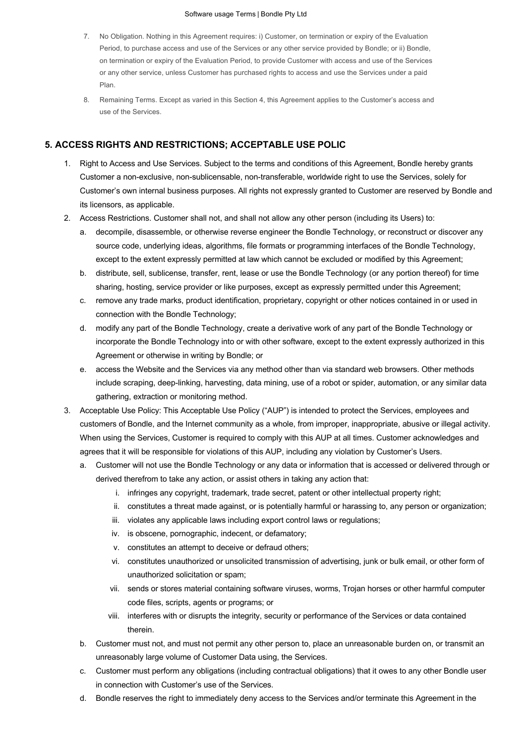7. No Obligation. Nothing in this Agreement requires: i) Customer, on termination or expiry of the Evaluation Period, to purchase access and use of the Services or any other service provided by Bondle; or ii) Bondle, on termination or expiry of the Evaluation Period, to provide Customer with access and use of the Services or any other service, unless Customer has purchased rights to access and use the Services under a paid Plan.
8. Remaining Terms. Except as varied in this Section 4, this Agreement applies to the Customer's access and use of the Services.

## 5. ACCESS RIGHTS AND RESTRICTIONS; ACCEPTABLE USE POLIC

1. Right to Access and Use Services. Subject to the terms and conditions of this Agreement, Bondle hereby grants Customer a non-exclusive, non-sublicensable, non-transferable, worldwide right to use the Services, solely for Customer's own internal business purposes. All rights not expressly granted to Customer are reserved by Bondle and its licensors, as applicable.
2. Access Restrictions. Customer shall not, and shall not allow any other person (including its Users) to:
   a. decompile, disassemble, or otherwise reverse engineer the Bondle Technology, or reconstruct or discover any source code, underlying ideas, algorithms, file formats or programming interfaces of the Bondle Technology, except to the extent expressly permitted at law which cannot be excluded or modified by this Agreement;
   b. distribute, sell, sublicense, transfer, rent, lease or use the Bondle Technology (or any portion thereof) for time sharing, hosting, service provider or like purposes, except as expressly permitted under this Agreement;
   c. remove any trade marks, product identification, proprietary, copyright or other notices contained in or used in connection with the Bondle Technology;
   d. modify any part of the Bondle Technology, create a derivative work of any part of the Bondle Technology or incorporate the Bondle Technology into or with other software, except to the extent expressly authorized in this Agreement or otherwise in writing by Bondle; or
   e. access the Website and the Services via any method other than via standard web browsers. Other methods include scraping, deep-linking, harvesting, data mining, use of a robot or spider, automation, or any similar data gathering, extraction or monitoring method.
3. Acceptable Use Policy: This Acceptable Use Policy ("AUP") is intended to protect the Services, employees and customers of Bondle, and the Internet community as a whole, from improper, inappropriate, abusive or illegal activity. When using the Services, Customer is required to comply with this AUP at all times. Customer acknowledges and agrees that it will be responsible for violations of this AUP, including any violation by Customer's Users.
   a. Customer will not use the Bondle Technology or any data or information that is accessed or delivered through or derived therefrom to take any action, or assist others in taking any action that:
      i. infringes any copyright, trademark, trade secret, patent or other intellectual property right;
      ii. constitutes a threat made against, or is potentially harmful or harassing to, any person or organization;
      iii. violates any applicable laws including export control laws or regulations;
      iv. is obscene, pornographic, indecent, or defamatory;
      v. constitutes an attempt to deceive or defraud others;
      vi. constitutes unauthorized or unsolicited transmission of advertising, junk or bulk email, or other form of unauthorized solicitation or spam;
      vii. sends or stores material containing software viruses, worms, Trojan horses or other harmful computer code files, scripts, agents or programs; or
      viii. interferes with or disrupts the integrity, security or performance of the Services or data contained therein.
   b. Customer must not, and must not permit any other person to, place an unreasonable burden on, or transmit an unreasonably large volume of Customer Data using, the Services.
   c. Customer must perform any obligations (including contractual obligations) that it owes to any other Bondle user in connection with Customer's use of the Services.
   d. Bondle reserves the right to immediately deny access to the Services and/or terminate this Agreement in the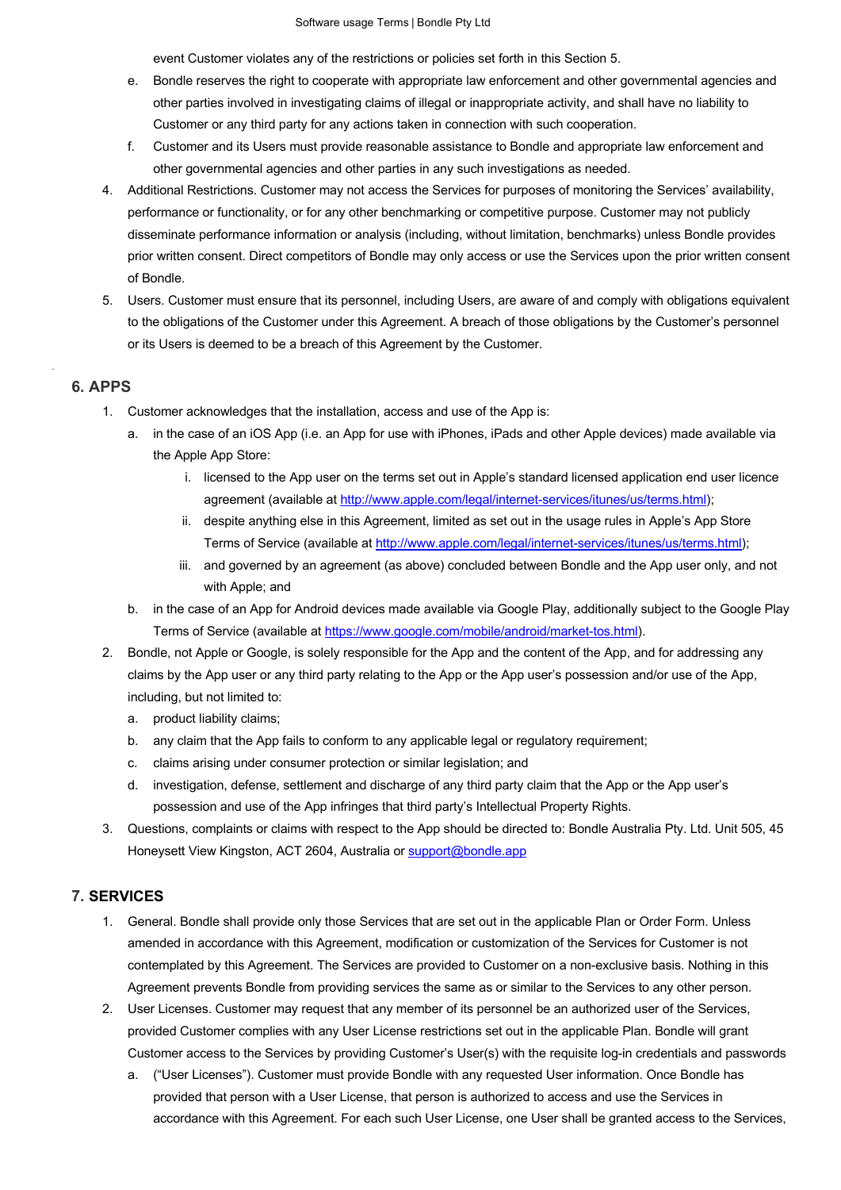event Customer violates any of the restrictions or policies set forth in this Section 5.

e. Bondle reserves the right to cooperate with appropriate law enforcement and other governmental agencies and other parties involved in investigating claims of illegal or inappropriate activity, and shall have no liability to Customer or any third party for any actions taken in connection with such cooperation.

f. Customer and its Users must provide reasonable assistance to Bondle and appropriate law enforcement and other governmental agencies and other parties in any such investigations as needed.

4. Additional Restrictions. Customer may not access the Services for purposes of monitoring the Services' availability, performance or functionality, or for any other benchmarking or competitive purpose. Customer may not publicly disseminate performance information or analysis (including, without limitation, benchmarks) unless Bondle provides prior written consent. Direct competitors of Bondle may only access or use the Services upon the prior written consent of Bondle.

5. Users. Customer must ensure that its personnel, including Users, are aware of and comply with obligations equivalent to the obligations of the Customer under this Agreement. A breach of those obligations by the Customer's personnel or its Users is deemed to be a breach of this Agreement by the Customer.

## 6. APPS

1. Customer acknowledges that the installation, access and use of the App is:
   a. in the case of an iOS App (i.e. an App for use with iPhones, iPads and other Apple devices) made available via the Apple App Store:
      i. licensed to the App user on the terms set out in Apple's standard licensed application end user licence agreement (available at http://www.apple.com/legal/internet-services/itunes/us/terms.html);
      ii. despite anything else in this Agreement, limited as set out in the usage rules in Apple's App Store Terms of Service (available at http://www.apple.com/legal/internet-services/itunes/us/terms.html);
      iii. and governed by an agreement (as above) concluded between Bondle and the App user only, and not with Apple; and
   b. in the case of an App for Android devices made available via Google Play, additionally subject to the Google Play Terms of Service (available at https://www.google.com/mobile/android/market-tos.html).
2. Bondle, not Apple or Google, is solely responsible for the App and the content of the App, and for addressing any claims by the App user or any third party relating to the App or the App user's possession and/or use of the App, including, but not limited to:
   a. product liability claims;
   b. any claim that the App fails to conform to any applicable legal or regulatory requirement;
   c. claims arising under consumer protection or similar legislation; and
   d. investigation, defense, settlement and discharge of any third party claim that the App or the App user's possession and use of the App infringes that third party's Intellectual Property Rights.
3. Questions, complaints or claims with respect to the App should be directed to: Bondle Australia Pty. Ltd. Unit 505, 45 Honeysett View Kingston, ACT 2604, Australia or support@bondle.app

## 7. SERVICES

1. General. Bondle shall provide only those Services that are set out in the applicable Plan or Order Form. Unless amended in accordance with this Agreement, modification or customization of the Services for Customer is not contemplated by this Agreement. The Services are provided to Customer on a non-exclusive basis. Nothing in this Agreement prevents Bondle from providing services the same as or similar to the Services to any other person.
2. User Licenses. Customer may request that any member of its personnel be an authorized user of the Services, provided Customer complies with any User License restrictions set out in the applicable Plan. Bondle will grant Customer access to the Services by providing Customer's User(s) with the requisite log-in credentials and passwords
   a. ("User Licenses"). Customer must provide Bondle with any requested User information. Once Bondle has provided that person with a User License, that person is authorized to access and use the Services in accordance with this Agreement. For each such User License, one User shall be granted access to the Services,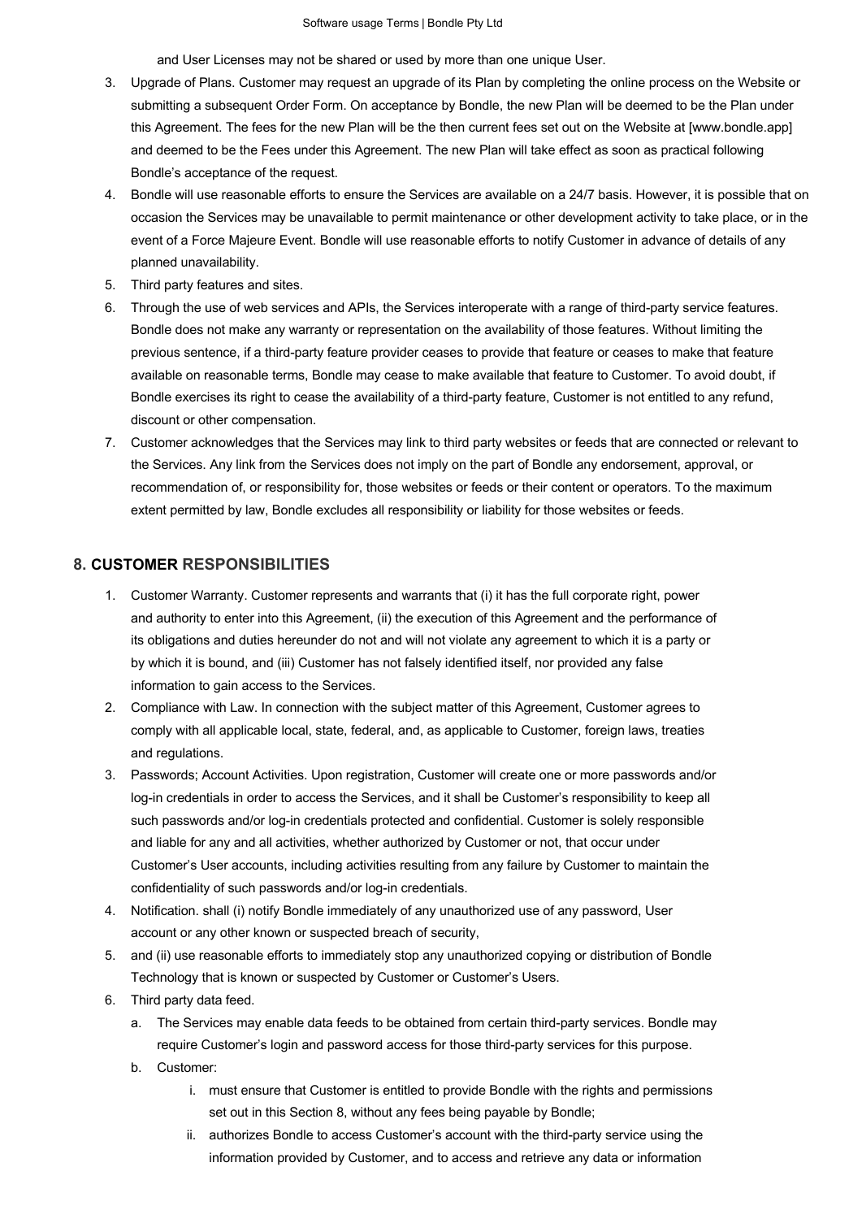and User Licenses may not be shared or used by more than one unique User.

3. Upgrade of Plans. Customer may request an upgrade of its Plan by completing the online process on the Website or submitting a subsequent Order Form. On acceptance by Bondle, the new Plan will be deemed to be the Plan under this Agreement. The fees for the new Plan will be the then current fees set out on the Website at [www.bondle.app] and deemed to be the Fees under this Agreement. The new Plan will take effect as soon as practical following Bondle's acceptance of the request.
4. Bondle will use reasonable efforts to ensure the Services are available on a 24/7 basis. However, it is possible that on occasion the Services may be unavailable to permit maintenance or other development activity to take place, or in the event of a Force Majeure Event. Bondle will use reasonable efforts to notify Customer in advance of details of any planned unavailability.
5. Third party features and sites.
6. Through the use of web services and APIs, the Services interoperate with a range of third-party service features. Bondle does not make any warranty or representation on the availability of those features. Without limiting the previous sentence, if a third-party feature provider ceases to provide that feature or ceases to make that feature available on reasonable terms, Bondle may cease to make available that feature to Customer. To avoid doubt, if Bondle exercises its right to cease the availability of a third-party feature, Customer is not entitled to any refund, discount or other compensation.
7. Customer acknowledges that the Services may link to third party websites or feeds that are connected or relevant to the Services. Any link from the Services does not imply on the part of Bondle any endorsement, approval, or recommendation of, or responsibility for, those websites or feeds or their content or operators. To the maximum extent permitted by law, Bondle excludes all responsibility or liability for those websites or feeds.

## 8. CUSTOMER RESPONSIBILITIES

1. Customer Warranty. Customer represents and warrants that (i) it has the full corporate right, power and authority to enter into this Agreement, (ii) the execution of this Agreement and the performance of its obligations and duties hereunder do not and will not violate any agreement to which it is a party or by which it is bound, and (iii) Customer has not falsely identified itself, nor provided any false information to gain access to the Services.
2. Compliance with Law. In connection with the subject matter of this Agreement, Customer agrees to comply with all applicable local, state, federal, and, as applicable to Customer, foreign laws, treaties and regulations.
3. Passwords; Account Activities. Upon registration, Customer will create one or more passwords and/or log-in credentials in order to access the Services, and it shall be Customer's responsibility to keep all such passwords and/or log-in credentials protected and confidential. Customer is solely responsible and liable for any and all activities, whether authorized by Customer or not, that occur under Customer's User accounts, including activities resulting from any failure by Customer to maintain the confidentiality of such passwords and/or log-in credentials.
4. Notification. shall (i) notify Bondle immediately of any unauthorized use of any password, User account or any other known or suspected breach of security,
5. and (ii) use reasonable efforts to immediately stop any unauthorized copying or distribution of Bondle Technology that is known or suspected by Customer or Customer's Users.
6. Third party data feed.
   a. The Services may enable data feeds to be obtained from certain third-party services. Bondle may require Customer's login and password access for those third-party services for this purpose.
   b. Customer:
      i. must ensure that Customer is entitled to provide Bondle with the rights and permissions set out in this Section 8, without any fees being payable by Bondle;
      ii. authorizes Bondle to access Customer's account with the third-party service using the information provided by Customer, and to access and retrieve any data or information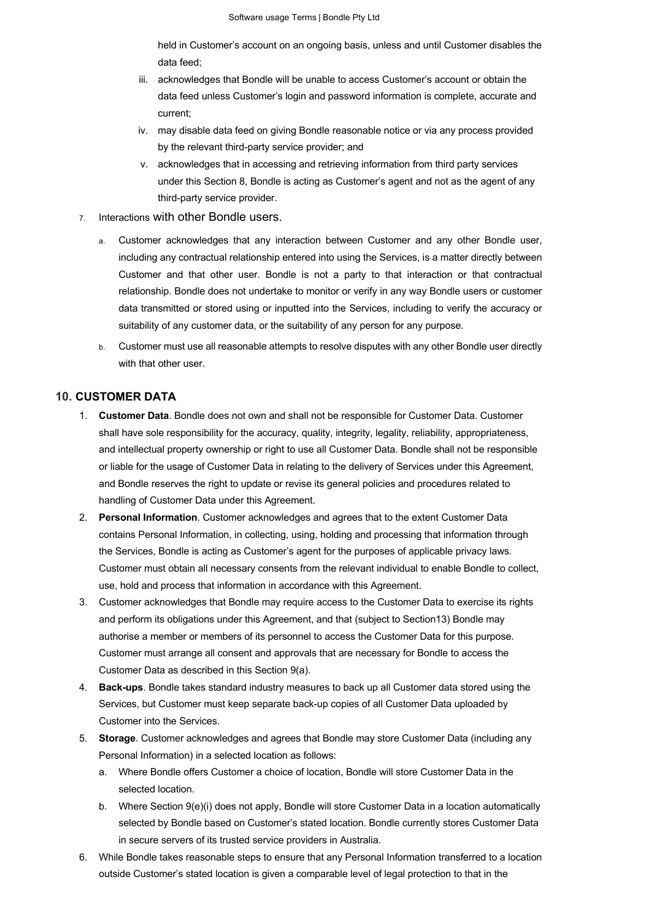held in Customer's account on an ongoing basis, unless and until Customer disables the data feed;

iii. acknowledges that Bondle will be unable to access Customer's account or obtain the data feed unless Customer's login and password information is complete, accurate and current;

iv. may disable data feed on giving Bondle reasonable notice or via any process provided by the relevant third-party service provider; and

v. acknowledges that in accessing and retrieving information from third party services under this Section 8, Bondle is acting as Customer's agent and not as the agent of any third-party service provider.

7. Interactions with other Bondle users.

   a. Customer acknowledges that any interaction between Customer and any other Bondle user, including any contractual relationship entered into using the Services, is a matter directly between Customer and that other user. Bondle is not a party to that interaction or that contractual relationship. Bondle does not undertake to monitor or verify in any way Bondle users or customer data transmitted or stored using or inputted into the Services, including to verify the accuracy or suitability of any customer data, or the suitability of any person for any purpose.

   b. Customer must use all reasonable attempts to resolve disputes with any other Bondle user directly with that other user.

## 10. CUSTOMER DATA

1. **Customer Data**. Bondle does not own and shall not be responsible for Customer Data. Customer shall have sole responsibility for the accuracy, quality, integrity, legality, reliability, appropriateness, and intellectual property ownership or right to use all Customer Data. Bondle shall not be responsible or liable for the usage of Customer Data in relating to the delivery of Services under this Agreement, and Bondle reserves the right to update or revise its general policies and procedures related to handling of Customer Data under this Agreement.
2. **Personal Information**. Customer acknowledges and agrees that to the extent Customer Data contains Personal Information, in collecting, using, holding and processing that information through the Services, Bondle is acting as Customer's agent for the purposes of applicable privacy laws. Customer must obtain all necessary consents from the relevant individual to enable Bondle to collect, use, hold and process that information in accordance with this Agreement.
3. Customer acknowledges that Bondle may require access to the Customer Data to exercise its rights and perform its obligations under this Agreement, and that (subject to Section13) Bondle may authorise a member or members of its personnel to access the Customer Data for this purpose. Customer must arrange all consent and approvals that are necessary for Bondle to access the Customer Data as described in this Section 9(a).
4. **Back-ups**. Bondle takes standard industry measures to back up all Customer data stored using the Services, but Customer must keep separate back-up copies of all Customer Data uploaded by Customer into the Services.
5. **Storage**. Customer acknowledges and agrees that Bondle may store Customer Data (including any Personal Information) in a selected location as follows:
   a. Where Bondle offers Customer a choice of location, Bondle will store Customer Data in the selected location.
   b. Where Section 9(e)(i) does not apply, Bondle will store Customer Data in a location automatically selected by Bondle based on Customer's stated location. Bondle currently stores Customer Data in secure servers of its trusted service providers in Australia.
6. While Bondle takes reasonable steps to ensure that any Personal Information transferred to a location outside Customer's stated location is given a comparable level of legal protection to that in the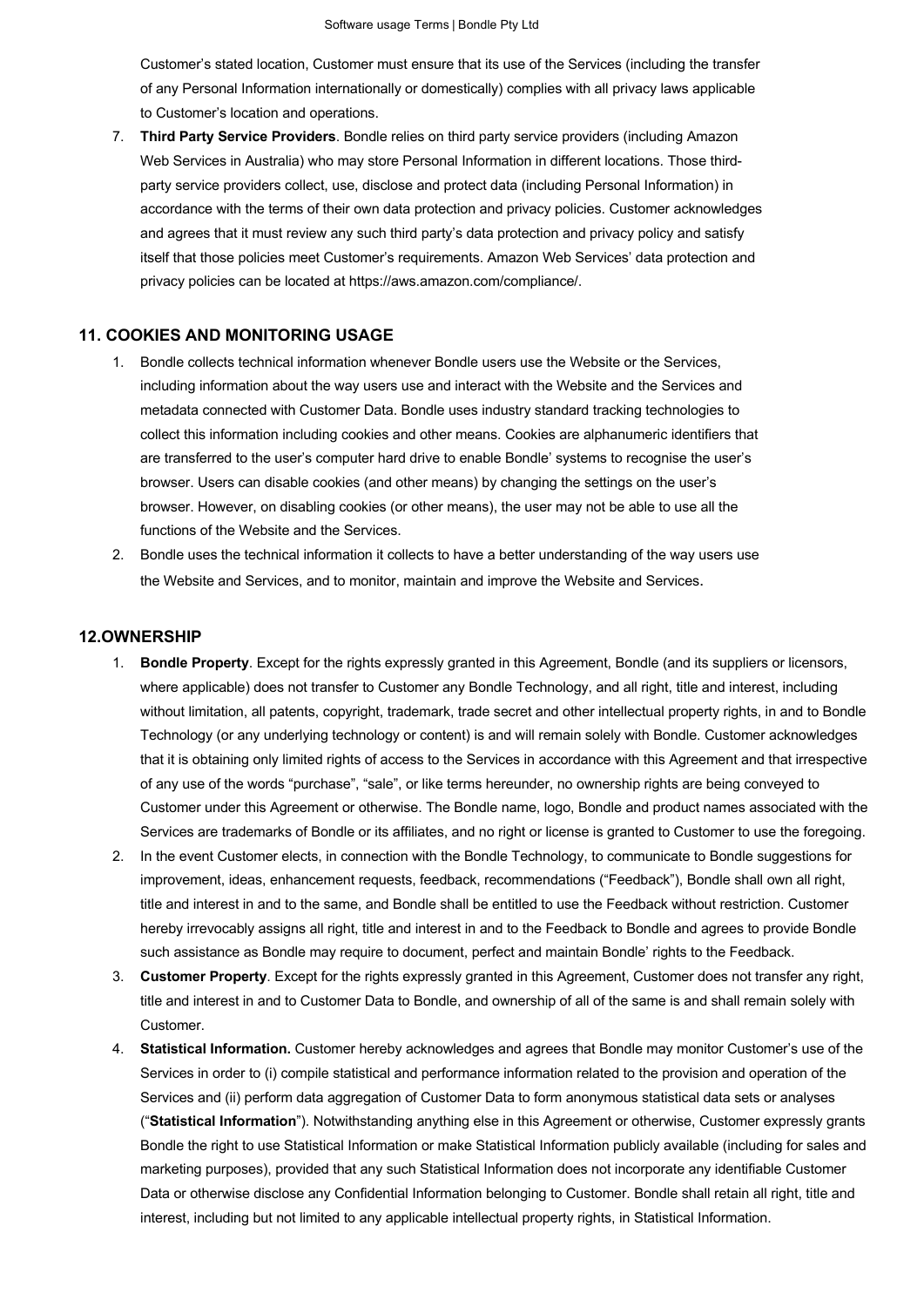Customer's stated location, Customer must ensure that its use of the Services (including the transfer of any Personal Information internationally or domestically) complies with all privacy laws applicable to Customer's location and operations.

7. **Third Party Service Providers**. Bondle relies on third party service providers (including Amazon Web Services in Australia) who may store Personal Information in different locations. Those third-party service providers collect, use, disclose and protect data (including Personal Information) in accordance with the terms of their own data protection and privacy policies. Customer acknowledges and agrees that it must review any such third party's data protection and privacy policy and satisfy itself that those policies meet Customer's requirements. Amazon Web Services' data protection and privacy policies can be located at https://aws.amazon.com/compliance/.

## 11. COOKIES AND MONITORING USAGE

1. Bondle collects technical information whenever Bondle users use the Website or the Services, including information about the way users use and interact with the Website and the Services and metadata connected with Customer Data. Bondle uses industry standard tracking technologies to collect this information including cookies and other means. Cookies are alphanumeric identifiers that are transferred to the user's computer hard drive to enable Bondle' systems to recognise the user's browser. Users can disable cookies (and other means) by changing the settings on the user's browser. However, on disabling cookies (or other means), the user may not be able to use all the functions of the Website and the Services.
2. Bondle uses the technical information it collects to have a better understanding of the way users use the Website and Services, and to monitor, maintain and improve the Website and Services.

## 12.OWNERSHIP

1. **Bondle Property**. Except for the rights expressly granted in this Agreement, Bondle (and its suppliers or licensors, where applicable) does not transfer to Customer any Bondle Technology, and all right, title and interest, including without limitation, all patents, copyright, trademark, trade secret and other intellectual property rights, in and to Bondle Technology (or any underlying technology or content) is and will remain solely with Bondle. Customer acknowledges that it is obtaining only limited rights of access to the Services in accordance with this Agreement and that irrespective of any use of the words "purchase", "sale", or like terms hereunder, no ownership rights are being conveyed to Customer under this Agreement or otherwise. The Bondle name, logo, Bondle and product names associated with the Services are trademarks of Bondle or its affiliates, and no right or license is granted to Customer to use the foregoing.
2. In the event Customer elects, in connection with the Bondle Technology, to communicate to Bondle suggestions for improvement, ideas, enhancement requests, feedback, recommendations ("Feedback"), Bondle shall own all right, title and interest in and to the same, and Bondle shall be entitled to use the Feedback without restriction. Customer hereby irrevocably assigns all right, title and interest in and to the Feedback to Bondle and agrees to provide Bondle such assistance as Bondle may require to document, perfect and maintain Bondle' rights to the Feedback.
3. **Customer Property**. Except for the rights expressly granted in this Agreement, Customer does not transfer any right, title and interest in and to Customer Data to Bondle, and ownership of all of the same is and shall remain solely with Customer.
4. **Statistical Information.** Customer hereby acknowledges and agrees that Bondle may monitor Customer's use of the Services in order to (i) compile statistical and performance information related to the provision and operation of the Services and (ii) perform data aggregation of Customer Data to form anonymous statistical data sets or analyses ("**Statistical Information**"). Notwithstanding anything else in this Agreement or otherwise, Customer expressly grants Bondle the right to use Statistical Information or make Statistical Information publicly available (including for sales and marketing purposes), provided that any such Statistical Information does not incorporate any identifiable Customer Data or otherwise disclose any Confidential Information belonging to Customer. Bondle shall retain all right, title and interest, including but not limited to any applicable intellectual property rights, in Statistical Information.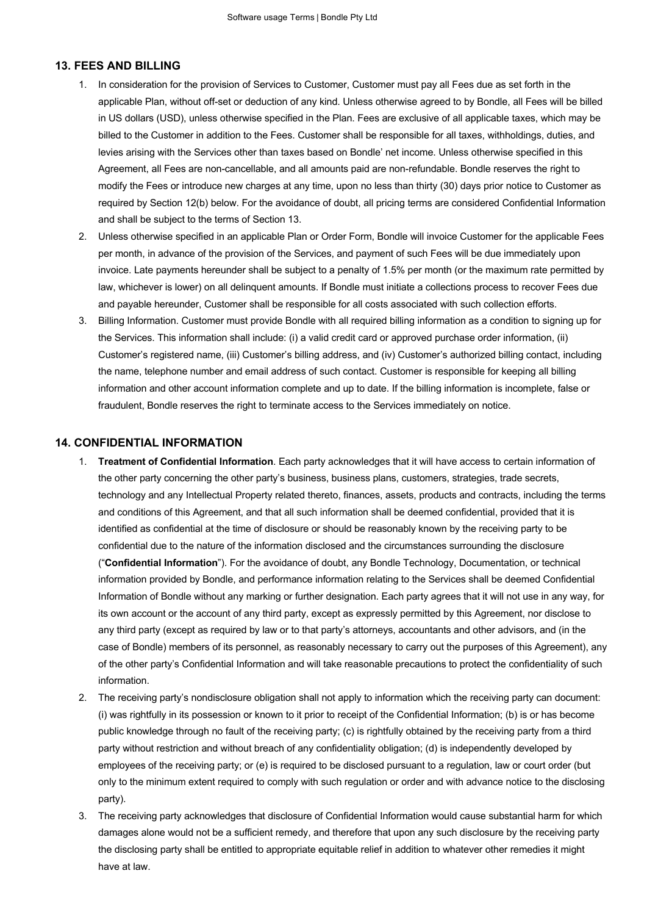## 13. FEES AND BILLING

1. In consideration for the provision of Services to Customer, Customer must pay all Fees due as set forth in the applicable Plan, without off-set or deduction of any kind. Unless otherwise agreed to by Bondle, all Fees will be billed in US dollars (USD), unless otherwise specified in the Plan. Fees are exclusive of all applicable taxes, which may be billed to the Customer in addition to the Fees. Customer shall be responsible for all taxes, withholdings, duties, and levies arising with the Services other than taxes based on Bondle' net income. Unless otherwise specified in this Agreement, all Fees are non-cancellable, and all amounts paid are non-refundable. Bondle reserves the right to modify the Fees or introduce new charges at any time, upon no less than thirty (30) days prior notice to Customer as required by Section 12(b) below. For the avoidance of doubt, all pricing terms are considered Confidential Information and shall be subject to the terms of Section 13.
2. Unless otherwise specified in an applicable Plan or Order Form, Bondle will invoice Customer for the applicable Fees per month, in advance of the provision of the Services, and payment of such Fees will be due immediately upon invoice. Late payments hereunder shall be subject to a penalty of 1.5% per month (or the maximum rate permitted by law, whichever is lower) on all delinquent amounts. If Bondle must initiate a collections process to recover Fees due and payable hereunder, Customer shall be responsible for all costs associated with such collection efforts.
3. Billing Information. Customer must provide Bondle with all required billing information as a condition to signing up for the Services. This information shall include: (i) a valid credit card or approved purchase order information, (ii) Customer's registered name, (iii) Customer's billing address, and (iv) Customer's authorized billing contact, including the name, telephone number and email address of such contact. Customer is responsible for keeping all billing information and other account information complete and up to date. If the billing information is incomplete, false or fraudulent, Bondle reserves the right to terminate access to the Services immediately on notice.

## 14. CONFIDENTIAL INFORMATION

1. **Treatment of Confidential Information**. Each party acknowledges that it will have access to certain information of the other party concerning the other party's business, business plans, customers, strategies, trade secrets, technology and any Intellectual Property related thereto, finances, assets, products and contracts, including the terms and conditions of this Agreement, and that all such information shall be deemed confidential, provided that it is identified as confidential at the time of disclosure or should be reasonably known by the receiving party to be confidential due to the nature of the information disclosed and the circumstances surrounding the disclosure ("**Confidential Information**"). For the avoidance of doubt, any Bondle Technology, Documentation, or technical information provided by Bondle, and performance information relating to the Services shall be deemed Confidential Information of Bondle without any marking or further designation. Each party agrees that it will not use in any way, for its own account or the account of any third party, except as expressly permitted by this Agreement, nor disclose to any third party (except as required by law or to that party's attorneys, accountants and other advisors, and (in the case of Bondle) members of its personnel, as reasonably necessary to carry out the purposes of this Agreement), any of the other party's Confidential Information and will take reasonable precautions to protect the confidentiality of such information.
2. The receiving party's nondisclosure obligation shall not apply to information which the receiving party can document: (i) was rightfully in its possession or known to it prior to receipt of the Confidential Information; (b) is or has become public knowledge through no fault of the receiving party; (c) is rightfully obtained by the receiving party from a third party without restriction and without breach of any confidentiality obligation; (d) is independently developed by employees of the receiving party; or (e) is required to be disclosed pursuant to a regulation, law or court order (but only to the minimum extent required to comply with such regulation or order and with advance notice to the disclosing party).
3. The receiving party acknowledges that disclosure of Confidential Information would cause substantial harm for which damages alone would not be a sufficient remedy, and therefore that upon any such disclosure by the receiving party the disclosing party shall be entitled to appropriate equitable relief in addition to whatever other remedies it might have at law.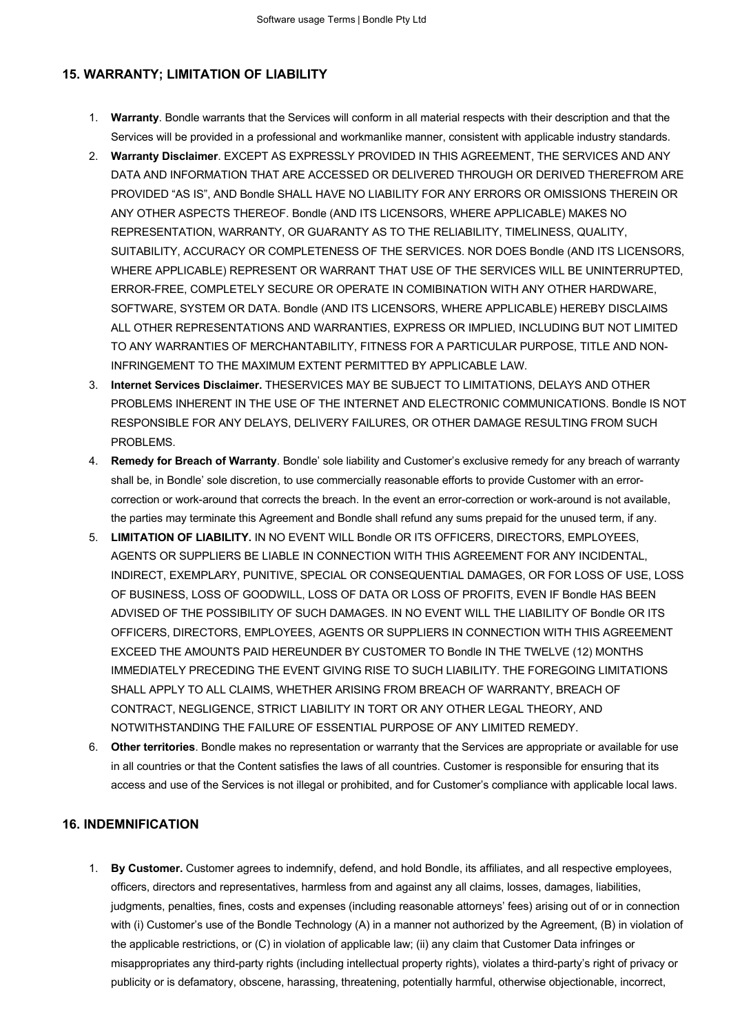## 15. WARRANTY; LIMITATION OF LIABILITY

1. **Warranty**. Bondle warrants that the Services will conform in all material respects with their description and that the Services will be provided in a professional and workmanlike manner, consistent with applicable industry standards.
2. **Warranty Disclaimer**. EXCEPT AS EXPRESSLY PROVIDED IN THIS AGREEMENT, THE SERVICES AND ANY DATA AND INFORMATION THAT ARE ACCESSED OR DELIVERED THROUGH OR DERIVED THEREFROM ARE PROVIDED "AS IS", AND Bondle SHALL HAVE NO LIABILITY FOR ANY ERRORS OR OMISSIONS THEREIN OR ANY OTHER ASPECTS THEREOF. Bondle (AND ITS LICENSORS, WHERE APPLICABLE) MAKES NO REPRESENTATION, WARRANTY, OR GUARANTY AS TO THE RELIABILITY, TIMELINESS, QUALITY, SUITABILITY, ACCURACY OR COMPLETENESS OF THE SERVICES. NOR DOES Bondle (AND ITS LICENSORS, WHERE APPLICABLE) REPRESENT OR WARRANT THAT USE OF THE SERVICES WILL BE UNINTERRUPTED, ERROR-FREE, COMPLETELY SECURE OR OPERATE IN COMIBINATION WITH ANY OTHER HARDWARE, SOFTWARE, SYSTEM OR DATA. Bondle (AND ITS LICENSORS, WHERE APPLICABLE) HEREBY DISCLAIMS ALL OTHER REPRESENTATIONS AND WARRANTIES, EXPRESS OR IMPLIED, INCLUDING BUT NOT LIMITED TO ANY WARRANTIES OF MERCHANTABILITY, FITNESS FOR A PARTICULAR PURPOSE, TITLE AND NON-INFRINGEMENT TO THE MAXIMUM EXTENT PERMITTED BY APPLICABLE LAW.
3. **Internet Services Disclaimer.** THESERVICES MAY BE SUBJECT TO LIMITATIONS, DELAYS AND OTHER PROBLEMS INHERENT IN THE USE OF THE INTERNET AND ELECTRONIC COMMUNICATIONS. Bondle IS NOT RESPONSIBLE FOR ANY DELAYS, DELIVERY FAILURES, OR OTHER DAMAGE RESULTING FROM SUCH PROBLEMS.
4. **Remedy for Breach of Warranty**. Bondle' sole liability and Customer's exclusive remedy for any breach of warranty shall be, in Bondle' sole discretion, to use commercially reasonable efforts to provide Customer with an error-correction or work-around that corrects the breach. In the event an error-correction or work-around is not available, the parties may terminate this Agreement and Bondle shall refund any sums prepaid for the unused term, if any.
5. **LIMITATION OF LIABILITY.** IN NO EVENT WILL Bondle OR ITS OFFICERS, DIRECTORS, EMPLOYEES, AGENTS OR SUPPLIERS BE LIABLE IN CONNECTION WITH THIS AGREEMENT FOR ANY INCIDENTAL, INDIRECT, EXEMPLARY, PUNITIVE, SPECIAL OR CONSEQUENTIAL DAMAGES, OR FOR LOSS OF USE, LOSS OF BUSINESS, LOSS OF GOODWILL, LOSS OF DATA OR LOSS OF PROFITS, EVEN IF Bondle HAS BEEN ADVISED OF THE POSSIBILITY OF SUCH DAMAGES. IN NO EVENT WILL THE LIABILITY OF Bondle OR ITS OFFICERS, DIRECTORS, EMPLOYEES, AGENTS OR SUPPLIERS IN CONNECTION WITH THIS AGREEMENT EXCEED THE AMOUNTS PAID HEREUNDER BY CUSTOMER TO Bondle IN THE TWELVE (12) MONTHS IMMEDIATELY PRECEDING THE EVENT GIVING RISE TO SUCH LIABILITY. THE FOREGOING LIMITATIONS SHALL APPLY TO ALL CLAIMS, WHETHER ARISING FROM BREACH OF WARRANTY, BREACH OF CONTRACT, NEGLIGENCE, STRICT LIABILITY IN TORT OR ANY OTHER LEGAL THEORY, AND NOTWITHSTANDING THE FAILURE OF ESSENTIAL PURPOSE OF ANY LIMITED REMEDY.
6. **Other territories**. Bondle makes no representation or warranty that the Services are appropriate or available for use in all countries or that the Content satisfies the laws of all countries. Customer is responsible for ensuring that its access and use of the Services is not illegal or prohibited, and for Customer's compliance with applicable local laws.

## 16. INDEMNIFICATION

1. **By Customer.** Customer agrees to indemnify, defend, and hold Bondle, its affiliates, and all respective employees, officers, directors and representatives, harmless from and against any all claims, losses, damages, liabilities, judgments, penalties, fines, costs and expenses (including reasonable attorneys' fees) arising out of or in connection with (i) Customer's use of the Bondle Technology (A) in a manner not authorized by the Agreement, (B) in violation of the applicable restrictions, or (C) in violation of applicable law; (ii) any claim that Customer Data infringes or misappropriates any third-party rights (including intellectual property rights), violates a third-party's right of privacy or publicity or is defamatory, obscene, harassing, threatening, potentially harmful, otherwise objectionable, incorrect,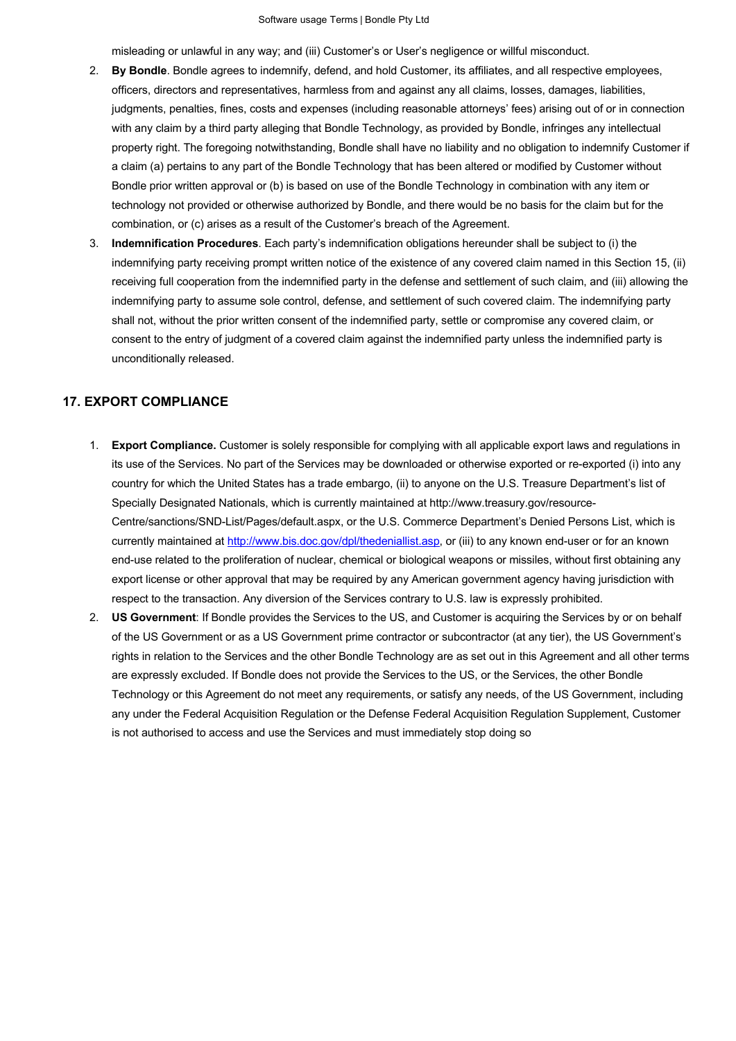misleading or unlawful in any way; and (iii) Customer's or User's negligence or willful misconduct.

2. **By Bondle**. Bondle agrees to indemnify, defend, and hold Customer, its affiliates, and all respective employees, officers, directors and representatives, harmless from and against any all claims, losses, damages, liabilities, judgments, penalties, fines, costs and expenses (including reasonable attorneys' fees) arising out of or in connection with any claim by a third party alleging that Bondle Technology, as provided by Bondle, infringes any intellectual property right. The foregoing notwithstanding, Bondle shall have no liability and no obligation to indemnify Customer if a claim (a) pertains to any part of the Bondle Technology that has been altered or modified by Customer without Bondle prior written approval or (b) is based on use of the Bondle Technology in combination with any item or technology not provided or otherwise authorized by Bondle, and there would be no basis for the claim but for the combination, or (c) arises as a result of the Customer's breach of the Agreement.
3. **Indemnification Procedures**. Each party's indemnification obligations hereunder shall be subject to (i) the indemnifying party receiving prompt written notice of the existence of any covered claim named in this Section 15, (ii) receiving full cooperation from the indemnified party in the defense and settlement of such claim, and (iii) allowing the indemnifying party to assume sole control, defense, and settlement of such covered claim. The indemnifying party shall not, without the prior written consent of the indemnified party, settle or compromise any covered claim, or consent to the entry of judgment of a covered claim against the indemnified party unless the indemnified party is unconditionally released.

## 17. EXPORT COMPLIANCE

1. **Export Compliance.** Customer is solely responsible for complying with all applicable export laws and regulations in its use of the Services. No part of the Services may be downloaded or otherwise exported or re-exported (i) into any country for which the United States has a trade embargo, (ii) to anyone on the U.S. Treasure Department's list of Specially Designated Nationals, which is currently maintained at http://www.treasury.gov/resource-Centre/sanctions/SND-List/Pages/default.aspx, or the U.S. Commerce Department's Denied Persons List, which is currently maintained at http://www.bis.doc.gov/dpl/thedeniallist.asp, or (iii) to any known end-user or for an known end-use related to the proliferation of nuclear, chemical or biological weapons or missiles, without first obtaining any export license or other approval that may be required by any American government agency having jurisdiction with respect to the transaction. Any diversion of the Services contrary to U.S. law is expressly prohibited.
2. **US Government**: If Bondle provides the Services to the US, and Customer is acquiring the Services by or on behalf of the US Government or as a US Government prime contractor or subcontractor (at any tier), the US Government's rights in relation to the Services and the other Bondle Technology are as set out in this Agreement and all other terms are expressly excluded. If Bondle does not provide the Services to the US, or the Services, the other Bondle Technology or this Agreement do not meet any requirements, or satisfy any needs, of the US Government, including any under the Federal Acquisition Regulation or the Defense Federal Acquisition Regulation Supplement, Customer is not authorised to access and use the Services and must immediately stop doing so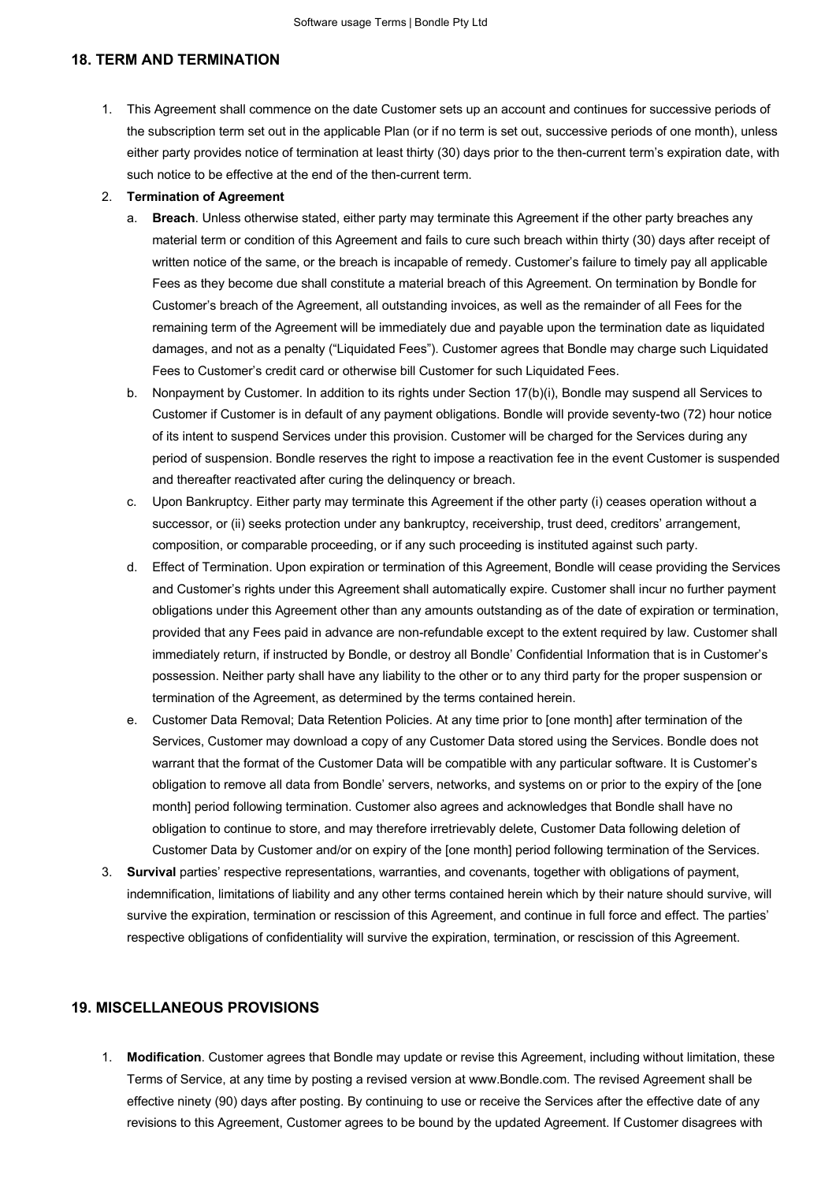## 18. TERM AND TERMINATION

1. This Agreement shall commence on the date Customer sets up an account and continues for successive periods of the subscription term set out in the applicable Plan (or if no term is set out, successive periods of one month), unless either party provides notice of termination at least thirty (30) days prior to the then-current term's expiration date, with such notice to be effective at the end of the then-current term.
2. **Termination of Agreement**
   a. **Breach**. Unless otherwise stated, either party may terminate this Agreement if the other party breaches any material term or condition of this Agreement and fails to cure such breach within thirty (30) days after receipt of written notice of the same, or the breach is incapable of remedy. Customer's failure to timely pay all applicable Fees as they become due shall constitute a material breach of this Agreement. On termination by Bondle for Customer's breach of the Agreement, all outstanding invoices, as well as the remainder of all Fees for the remaining term of the Agreement will be immediately due and payable upon the termination date as liquidated damages, and not as a penalty ("Liquidated Fees"). Customer agrees that Bondle may charge such Liquidated Fees to Customer's credit card or otherwise bill Customer for such Liquidated Fees.
   b. Nonpayment by Customer. In addition to its rights under Section 17(b)(i), Bondle may suspend all Services to Customer if Customer is in default of any payment obligations. Bondle will provide seventy-two (72) hour notice of its intent to suspend Services under this provision. Customer will be charged for the Services during any period of suspension. Bondle reserves the right to impose a reactivation fee in the event Customer is suspended and thereafter reactivated after curing the delinquency or breach.
   c. Upon Bankruptcy. Either party may terminate this Agreement if the other party (i) ceases operation without a successor, or (ii) seeks protection under any bankruptcy, receivership, trust deed, creditors' arrangement, composition, or comparable proceeding, or if any such proceeding is instituted against such party.
   d. Effect of Termination. Upon expiration or termination of this Agreement, Bondle will cease providing the Services and Customer's rights under this Agreement shall automatically expire. Customer shall incur no further payment obligations under this Agreement other than any amounts outstanding as of the date of expiration or termination, provided that any Fees paid in advance are non-refundable except to the extent required by law. Customer shall immediately return, if instructed by Bondle, or destroy all Bondle' Confidential Information that is in Customer's possession. Neither party shall have any liability to the other or to any third party for the proper suspension or termination of the Agreement, as determined by the terms contained herein.
   e. Customer Data Removal; Data Retention Policies. At any time prior to [one month] after termination of the Services, Customer may download a copy of any Customer Data stored using the Services. Bondle does not warrant that the format of the Customer Data will be compatible with any particular software. It is Customer's obligation to remove all data from Bondle' servers, networks, and systems on or prior to the expiry of the [one month] period following termination. Customer also agrees and acknowledges that Bondle shall have no obligation to continue to store, and may therefore irretrievably delete, Customer Data following deletion of Customer Data by Customer and/or on expiry of the [one month] period following termination of the Services.
3. **Survival** parties' respective representations, warranties, and covenants, together with obligations of payment, indemnification, limitations of liability and any other terms contained herein which by their nature should survive, will survive the expiration, termination or rescission of this Agreement, and continue in full force and effect. The parties' respective obligations of confidentiality will survive the expiration, termination, or rescission of this Agreement.

## 19. MISCELLANEOUS PROVISIONS

1. **Modification**. Customer agrees that Bondle may update or revise this Agreement, including without limitation, these Terms of Service, at any time by posting a revised version at www.Bondle.com. The revised Agreement shall be effective ninety (90) days after posting. By continuing to use or receive the Services after the effective date of any revisions to this Agreement, Customer agrees to be bound by the updated Agreement. If Customer disagrees with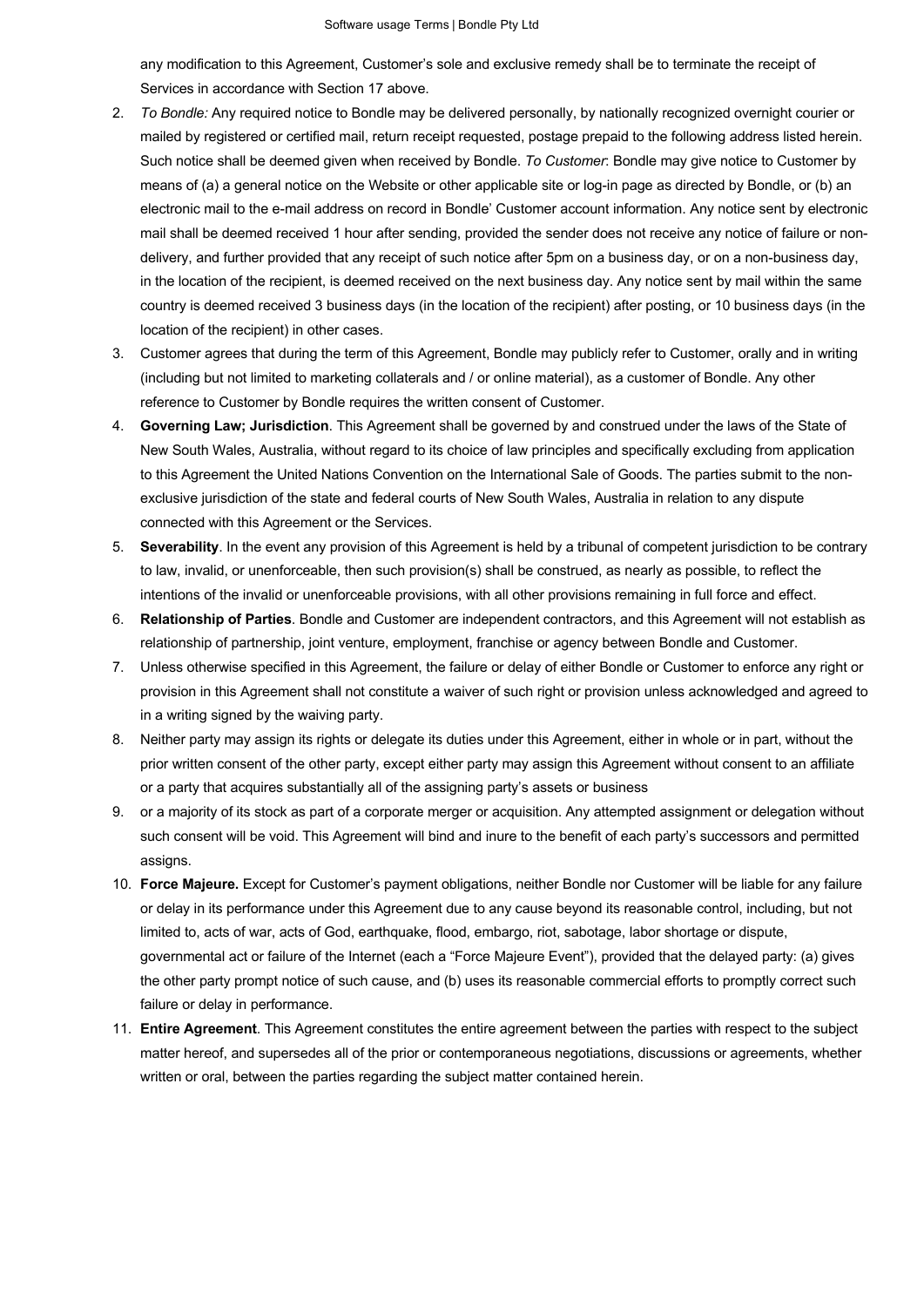any modification to this Agreement, Customer's sole and exclusive remedy shall be to terminate the receipt of Services in accordance with Section 17 above.

2. *To Bondle:* Any required notice to Bondle may be delivered personally, by nationally recognized overnight courier or mailed by registered or certified mail, return receipt requested, postage prepaid to the following address listed herein. Such notice shall be deemed given when received by Bondle. *To Customer*: Bondle may give notice to Customer by means of (a) a general notice on the Website or other applicable site or log-in page as directed by Bondle, or (b) an electronic mail to the e-mail address on record in Bondle' Customer account information. Any notice sent by electronic mail shall be deemed received 1 hour after sending, provided the sender does not receive any notice of failure or non-delivery, and further provided that any receipt of such notice after 5pm on a business day, or on a non-business day, in the location of the recipient, is deemed received on the next business day. Any notice sent by mail within the same country is deemed received 3 business days (in the location of the recipient) after posting, or 10 business days (in the location of the recipient) in other cases.
3. Customer agrees that during the term of this Agreement, Bondle may publicly refer to Customer, orally and in writing (including but not limited to marketing collaterals and / or online material), as a customer of Bondle. Any other reference to Customer by Bondle requires the written consent of Customer.
4. **Governing Law; Jurisdiction**. This Agreement shall be governed by and construed under the laws of the State of New South Wales, Australia, without regard to its choice of law principles and specifically excluding from application to this Agreement the United Nations Convention on the International Sale of Goods. The parties submit to the non-exclusive jurisdiction of the state and federal courts of New South Wales, Australia in relation to any dispute connected with this Agreement or the Services.
5. **Severability**. In the event any provision of this Agreement is held by a tribunal of competent jurisdiction to be contrary to law, invalid, or unenforceable, then such provision(s) shall be construed, as nearly as possible, to reflect the intentions of the invalid or unenforceable provisions, with all other provisions remaining in full force and effect.
6. **Relationship of Parties**. Bondle and Customer are independent contractors, and this Agreement will not establish as relationship of partnership, joint venture, employment, franchise or agency between Bondle and Customer.
7. Unless otherwise specified in this Agreement, the failure or delay of either Bondle or Customer to enforce any right or provision in this Agreement shall not constitute a waiver of such right or provision unless acknowledged and agreed to in a writing signed by the waiving party.
8. Neither party may assign its rights or delegate its duties under this Agreement, either in whole or in part, without the prior written consent of the other party, except either party may assign this Agreement without consent to an affiliate or a party that acquires substantially all of the assigning party's assets or business
9. or a majority of its stock as part of a corporate merger or acquisition. Any attempted assignment or delegation without such consent will be void. This Agreement will bind and inure to the benefit of each party's successors and permitted assigns.
10. **Force Majeure.** Except for Customer's payment obligations, neither Bondle nor Customer will be liable for any failure or delay in its performance under this Agreement due to any cause beyond its reasonable control, including, but not limited to, acts of war, acts of God, earthquake, flood, embargo, riot, sabotage, labor shortage or dispute, governmental act or failure of the Internet (each a "Force Majeure Event"), provided that the delayed party: (a) gives the other party prompt notice of such cause, and (b) uses its reasonable commercial efforts to promptly correct such failure or delay in performance.
11. **Entire Agreement**. This Agreement constitutes the entire agreement between the parties with respect to the subject matter hereof, and supersedes all of the prior or contemporaneous negotiations, discussions or agreements, whether written or oral, between the parties regarding the subject matter contained herein.